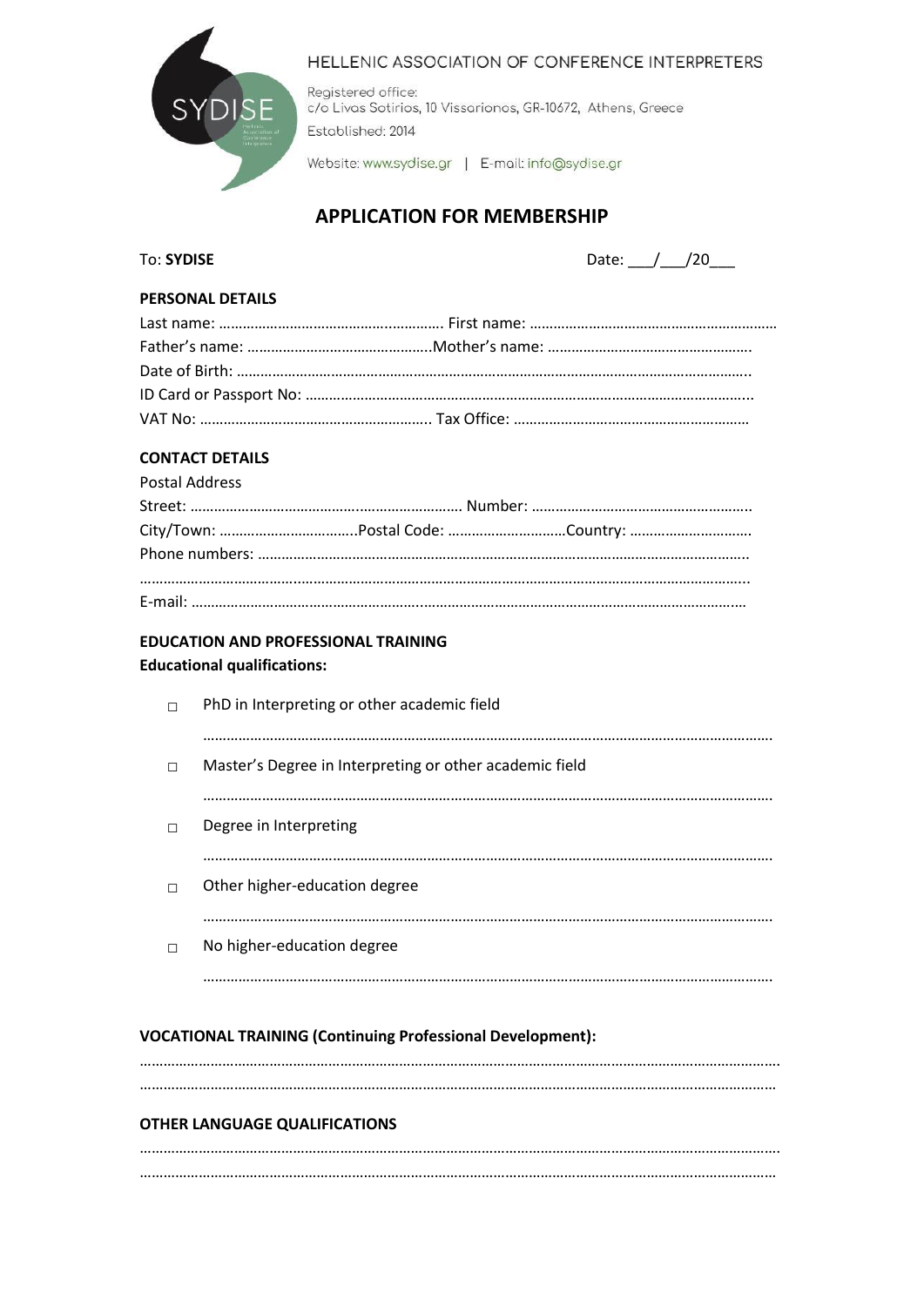HELLENIC ASSOCIATION OF CONFERENCE INTERPRETERS

Registered office:
c/o Livas Sotirios, 10 Vissarionos, GR-10672, Athens, Greece
Established: 2014

Website: www.sydise.gr | E-mail: info@sydise.gr

# APPLICATION FOR MEMBERSHIP

To: **SYDISE** Date: ___/___/20___

## PERSONAL DETAILS

Last name: ………………………………………………… First name: ………………………………………………………

Father's name: ………………………………………Mother's name: ……………………………………………

Date of Birth: ……………………………………………………………………………………………………………

ID Card or Passport No: ………………………………………………………………………………………………

VAT No: …………………………………………………. Tax Office: ……………………………………………………

## CONTACT DETAILS

Postal Address

Street: …………………………………………………………. Number: …………………………………………………

City/Town: ……………………………..Postal Code: …………………………Country: …………………………

Phone numbers: ………………………………………………………………………………………………………

……………………………………………………………………………………………………………………………

E-mail: ………………………………………………………………………………………………………………

## EDUCATION AND PROFESSIONAL TRAINING

**Educational qualifications:**

- ☐ PhD in Interpreting or other academic field

  ……………………………………………………………………………………………………………

- ☐ Master's Degree in Interpreting or other academic field

  ……………………………………………………………………………………………………………

- ☐ Degree in Interpreting

  ……………………………………………………………………………………………………………

- ☐ Other higher-education degree

  ……………………………………………………………………………………………………………

- ☐ No higher-education degree

  ……………………………………………………………………………………………………………

## VOCATIONAL TRAINING (Continuing Professional Development):

……………………………………………………………………………………………………………………………

……………………………………………………………………………………………………………………………

## OTHER LANGUAGE QUALIFICATIONS

……………………………………………………………………………………………………………………………

……………………………………………………………………………………………………………………………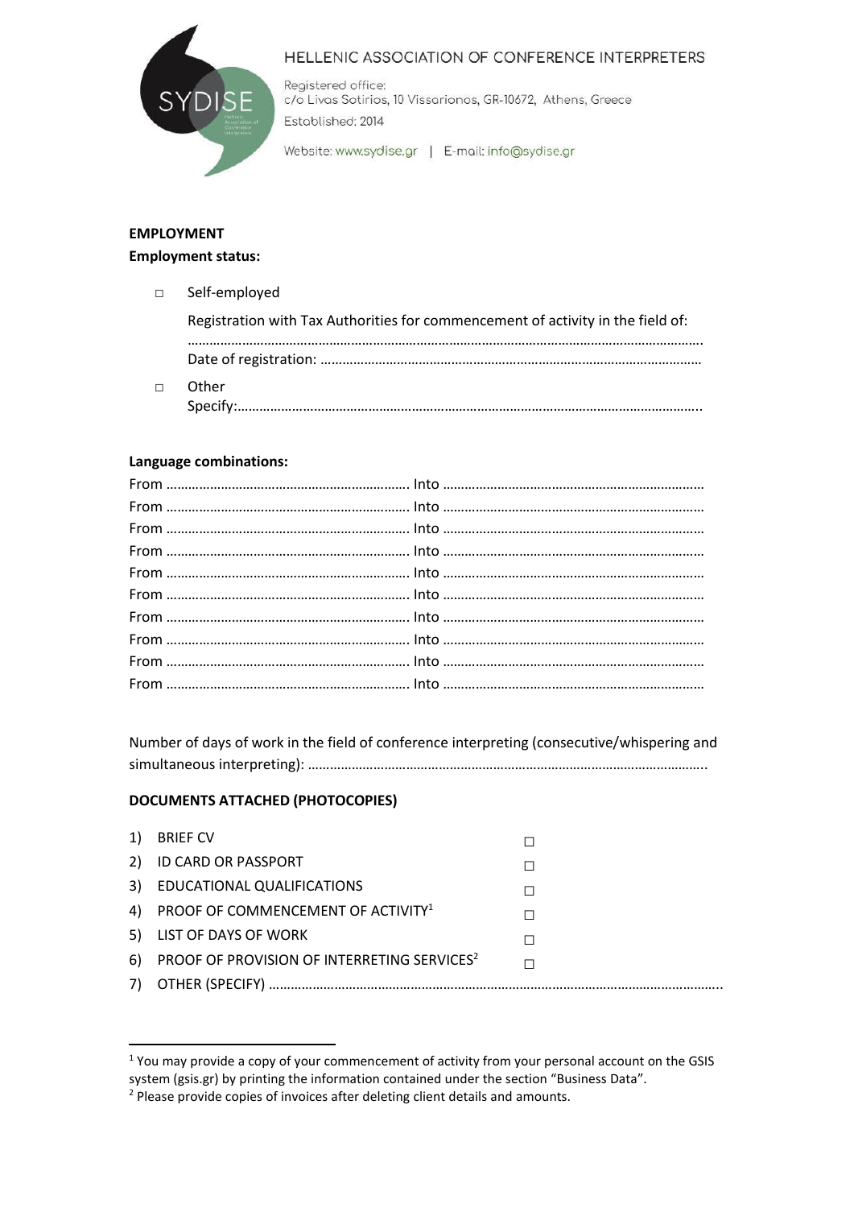HELLENIC ASSOCIATION OF CONFERENCE INTERPRETERS

Registered office:
c/o Livas Sotirios, 10 Vissarionos, GR-10672, Athens, Greece
Established: 2014

Website: www.sydise.gr | E-mail: info@sydise.gr

**EMPLOYMENT**

**Employment status:**

□ Self-employed

Registration with Tax Authorities for commencement of activity in the field of:
……………………………………………………………………………………………………………………………….
Date of registration: ……………………………………………………………………………………………

□ Other
Specify:……………………………………………………………………………………………………………..

**Language combinations:**

From ………………………………………………………… Into ……………………………………………………………

From ………………………………………………………… Into ……………………………………………………………

From ………………………………………………………… Into ……………………………………………………………

From ………………………………………………………… Into ……………………………………………………………

From ………………………………………………………… Into ……………………………………………………………

From ………………………………………………………… Into ……………………………………………………………

From ………………………………………………………… Into ……………………………………………………………

From ………………………………………………………… Into ……………………………………………………………

From ………………………………………………………… Into ……………………………………………………………

From ………………………………………………………… Into ……………………………………………………………

Number of days of work in the field of conference interpreting (consecutive/whispering and simultaneous interpreting): ………………………………………………………………………………………………..

**DOCUMENTS ATTACHED (PHOTOCOPIES)**

1) BRIEF CV □
2) ID CARD OR PASSPORT □
3) EDUCATIONAL QUALIFICATIONS □
4) PROOF OF COMMENCEMENT OF ACTIVITY[1] □
5) LIST OF DAYS OF WORK □
6) PROOF OF PROVISION OF INTERRETING SERVICES[2] □
7) OTHER (SPECIFY) ………………………………………………………………………………………………………………..

[1] You may provide a copy of your commencement of activity from your personal account on the GSIS system (gsis.gr) by printing the information contained under the section "Business Data".

[2] Please provide copies of invoices after deleting client details and amounts.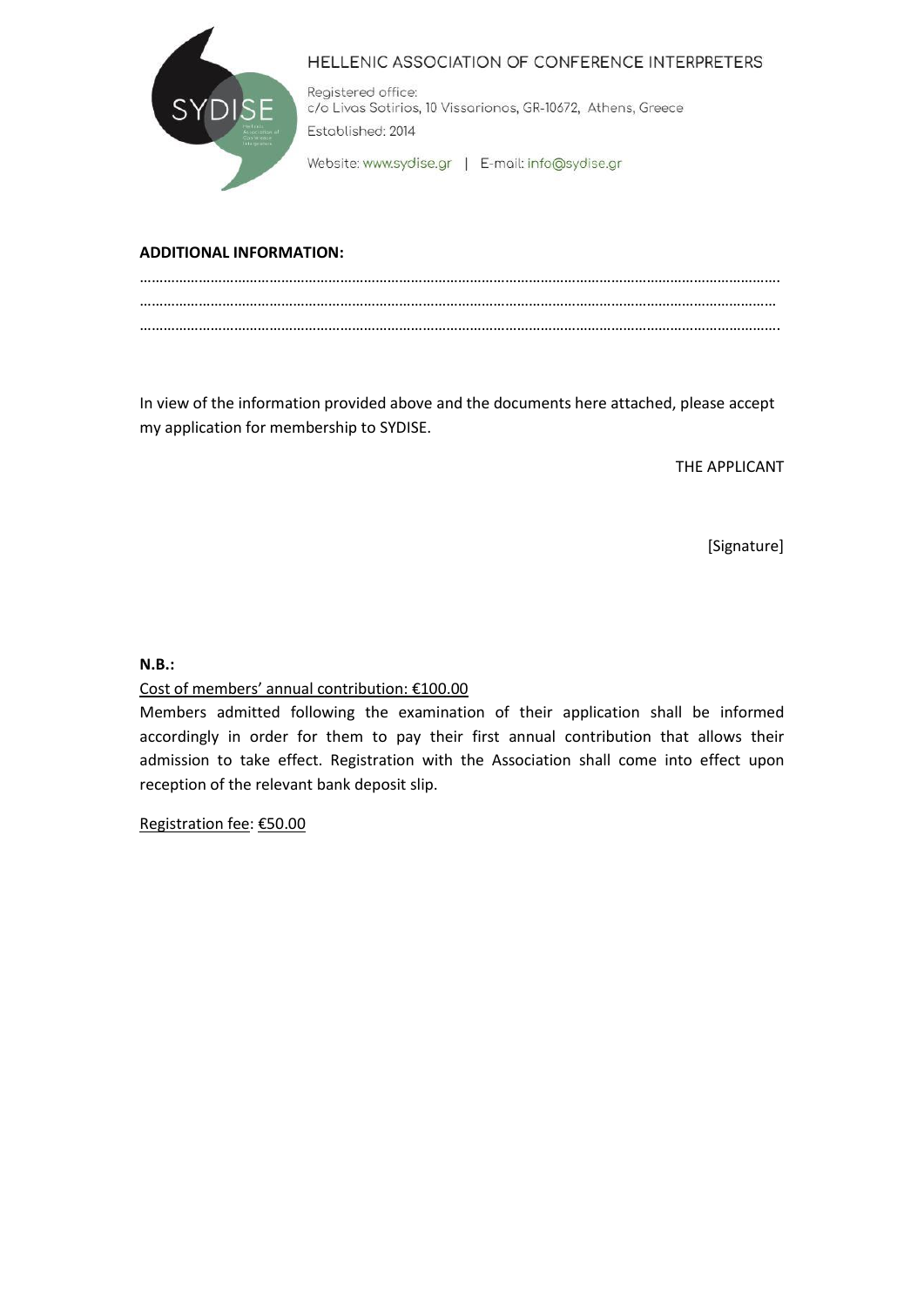HELLENIC ASSOCIATION OF CONFERENCE INTERPRETERS

Registered office:
c/o Livas Sotirios, 10 Vissarionos, GR-10672, Athens, Greece
Established: 2014

Website: www.sydise.gr | E-mail: info@sydise.gr

**ADDITIONAL INFORMATION:**

…………………………………………………………………………………………………………………………………………………
…………………………………………………………………………………………………………………………………………………
…………………………………………………………………………………………………………………………………………………

In view of the information provided above and the documents here attached, please accept my application for membership to SYDISE.

THE APPLICANT

[Signature]

**N.B.:**

Cost of members' annual contribution: €100.00

Members admitted following the examination of their application shall be informed accordingly in order for them to pay their first annual contribution that allows their admission to take effect. Registration with the Association shall come into effect upon reception of the relevant bank deposit slip.

Registration fee: €50.00